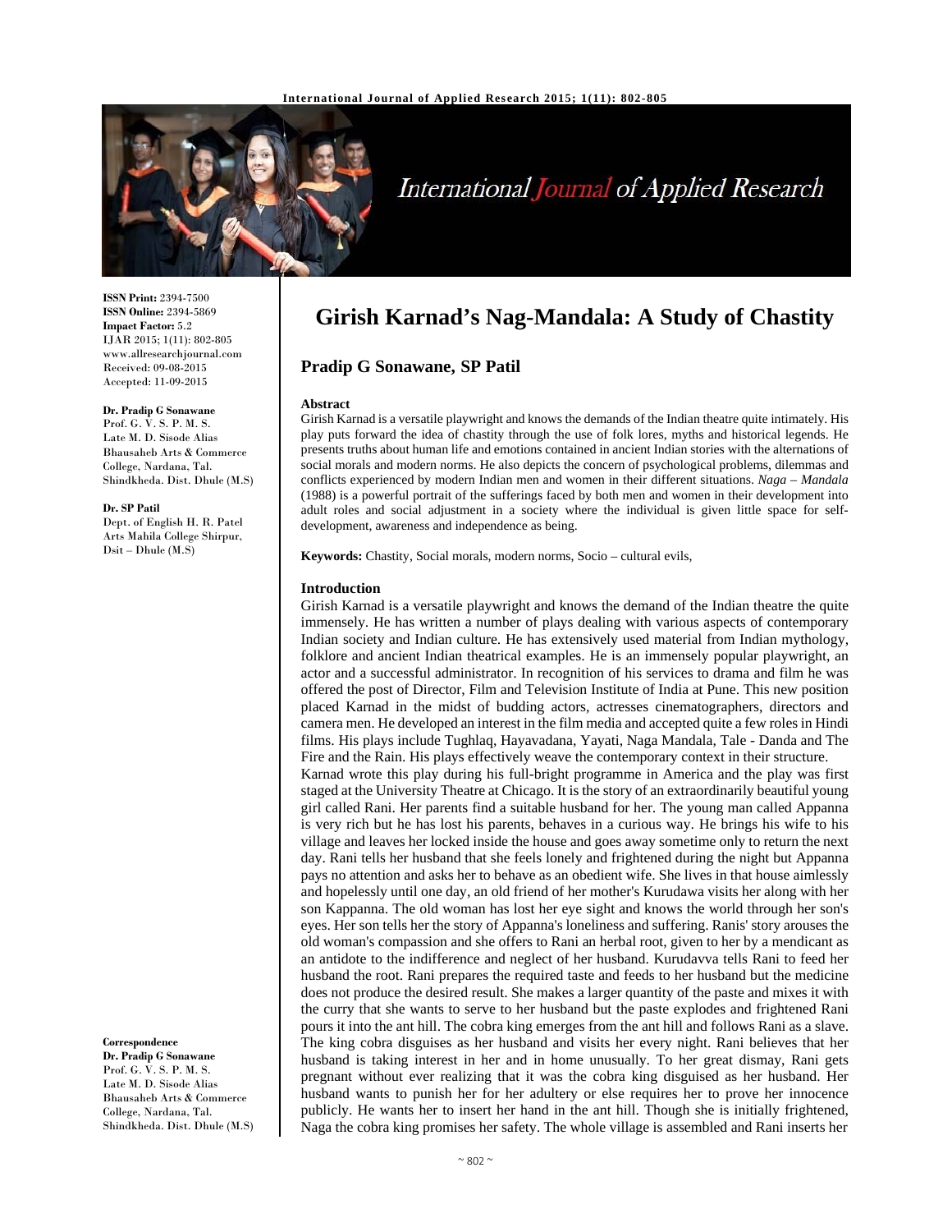# Girish Karnad's Nag-Mandala: A Study of Chastity

**Pradip G Sonawane, SP Patil**

**ISSN Print:** 2394-7500
**ISSN Online:** 2394-5869
**Impact Factor:** 5.2
IJAR 2015; 1(11): 802-805
www.allresearchjournal.com
Received: 09-08-2015
Accepted: 11-09-2015

**Dr. Pradip G Sonawane**
Prof. G. V. S. P. M. S.
Late M. D. Sisode Alias
Bhausaheb Arts & Commerce
College, Nardana, Tal.
Shindkheda. Dist. Dhule (M.S)

**Dr. SP Patil**
Dept. of English H. R. Patel
Arts Mahila College Shirpur,
Dsit – Dhule (M.S)

**Correspondence**
**Dr. Pradip G Sonawane**
Prof. G. V. S. P. M. S.
Late M. D. Sisode Alias
Bhausaheb Arts & Commerce
College, Nardana, Tal.
Shindkheda. Dist. Dhule (M.S)

**Abstract**

Girish Karnad is a versatile playwright and knows the demands of the Indian theatre quite intimately. His play puts forward the idea of chastity through the use of folk lores, myths and historical legends. He presents truths about human life and emotions contained in ancient Indian stories with the alternations of social morals and modern norms. He also depicts the concern of psychological problems, dilemmas and conflicts experienced by modern Indian men and women in their different situations. *Naga – Mandala* (1988) is a powerful portrait of the sufferings faced by both men and women in their development into adult roles and social adjustment in a society where the individual is given little space for self-development, awareness and independence as being.

**Keywords:** Chastity, Social morals, modern norms, Socio – cultural evils,

## Introduction

Girish Karnad is a versatile playwright and knows the demand of the Indian theatre the quite immensely. He has written a number of plays dealing with various aspects of contemporary Indian society and Indian culture. He has extensively used material from Indian mythology, folklore and ancient Indian theatrical examples. He is an immensely popular playwright, an actor and a successful administrator. In recognition of his services to drama and film he was offered the post of Director, Film and Television Institute of India at Pune. This new position placed Karnad in the midst of budding actors, actresses cinematographers, directors and camera men. He developed an interest in the film media and accepted quite a few roles in Hindi films. His plays include Tughlaq, Hayavadana, Yayati, Naga Mandala, Tale - Danda and The Fire and the Rain. His plays effectively weave the contemporary context in their structure.

Karnad wrote this play during his full-bright programme in America and the play was first staged at the University Theatre at Chicago. It is the story of an extraordinarily beautiful young girl called Rani. Her parents find a suitable husband for her. The young man called Appanna is very rich but he has lost his parents, behaves in a curious way. He brings his wife to his village and leaves her locked inside the house and goes away sometime only to return the next day. Rani tells her husband that she feels lonely and frightened during the night but Appanna pays no attention and asks her to behave as an obedient wife. She lives in that house aimlessly and hopelessly until one day, an old friend of her mother's Kurudawa visits her along with her son Kappanna. The old woman has lost her eye sight and knows the world through her son's eyes. Her son tells her the story of Appanna's loneliness and suffering. Ranis' story arouses the old woman's compassion and she offers to Rani an herbal root, given to her by a mendicant as an antidote to the indifference and neglect of her husband. Kurudavva tells Rani to feed her husband the root. Rani prepares the required taste and feeds to her husband but the medicine does not produce the desired result. She makes a larger quantity of the paste and mixes it with the curry that she wants to serve to her husband but the paste explodes and frightened Rani pours it into the ant hill. The cobra king emerges from the ant hill and follows Rani as a slave. The king cobra disguises as her husband and visits her every night. Rani believes that her husband is taking interest in her and in home unusually. To her great dismay, Rani gets pregnant without ever realizing that it was the cobra king disguised as her husband. Her husband wants to punish her for her adultery or else requires her to prove her innocence publicly. He wants her to insert her hand in the ant hill. Though she is initially frightened, Naga the cobra king promises her safety. The whole village is assembled and Rani inserts her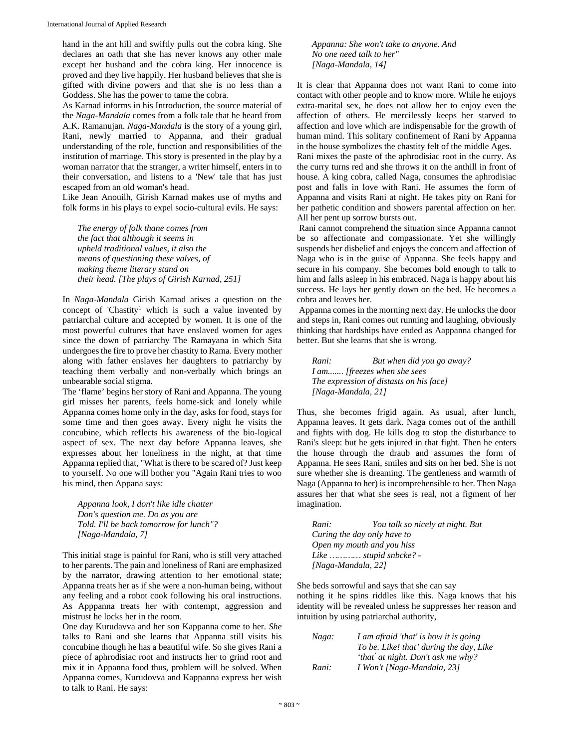hand in the ant hill and swiftly pulls out the cobra king. She declares an oath that she has never knows any other male except her husband and the cobra king. Her innocence is proved and they live happily. Her husband believes that she is gifted with divine powers and that she is no less than a Goddess. She has the power to tame the cobra.

As Karnad informs in his Introduction, the source material of the *Naga-Mandala* comes from a folk tale that he heard from A.K. Ramanujan. *Naga-Mandala* is the story of a young girl, Rani, newly married to Appanna, and their gradual understanding of the role, function and responsibilities of the institution of marriage. This story is presented in the play by a woman narrator that the stranger, a writer himself, enters in to their conversation, and listens to a 'New' tale that has just escaped from an old woman's head.

Like Jean Anouilh, Girish Karnad makes use of myths and folk forms in his plays to expel socio-cultural evils. He says:

> *The energy of folk thane comes from*
> *the fact that although it seems in*
> *upheld traditional values, it also the*
> *means of questioning these valves, of*
> *making theme literary stand on*
> *their head. [The plays of Girish Karnad, 251]*

In *Naga-Mandala* Girish Karnad arises a question on the concept of 'Chastity[1] which is such a value invented by patriarchal culture and accepted by women. It is one of the most powerful cultures that have enslaved women for ages since the down of patriarchy The Ramayana in which Sita undergoes the fire to prove her chastity to Rama. Every mother along with father enslaves her daughters to patriarchy by teaching them verbally and non-verbally which brings an unbearable social stigma.

The 'flame' begins her story of Rani and Appanna. The young girl misses her parents, feels home-sick and lonely while Appanna comes home only in the day, asks for food, stays for some time and then goes away. Every night he visits the concubine, which reflects his awareness of the bio-logical aspect of sex. The next day before Appanna leaves, she expresses about her loneliness in the night, at that time Appanna replied that, "What is there to be scared of? Just keep to yourself. No one will bother you "Again Rani tries to woo his mind, then Appana says:

> *Appanna look, I don't like idle chatter*
> *Don's question me. Do as you are*
> *Told. I'll be back tomorrow for lunch"?*
> *[Naga-Mandala, 7]*

This initial stage is painful for Rani, who is still very attached to her parents. The pain and loneliness of Rani are emphasized by the narrator, drawing attention to her emotional state; Appanna treats her as if she were a non-human being, without any feeling and a robot cook following his oral instructions. As Apppanna treats her with contempt, aggression and mistrust he locks her in the room.

One day Kurudavva and her son Kappanna come to her. *She* talks to Rani and she learns that Appanna still visits his concubine though he has a beautiful wife. So she gives Rani a piece of aphrodisiac root and instructs her to grind root and mix it in Appanna food thus, problem will be solved. When Appanna comes, Kurudovva and Kappanna express her wish to talk to Rani. He says:

> *Appanna: She won't take to anyone. And*
> *No one need talk to her"*
> *[Naga-Mandala, 14]*

It is clear that Appanna does not want Rani to come into contact with other people and to know more. While he enjoys extra-marital sex, he does not allow her to enjoy even the affection of others. He mercilessly keeps her starved to affection and love which are indispensable for the growth of human mind. This solitary confinement of Rani by Appanna in the house symbolizes the chastity felt of the middle Ages.

Rani mixes the paste of the aphrodisiac root in the curry. As the curry turns red and she throws it on the anthill in front of house. A king cobra, called Naga, consumes the aphrodisiac post and falls in love with Rani. He assumes the form of Appanna and visits Rani at night. He takes pity on Rani for her pathetic condition and showers parental affection on her. All her pent up sorrow bursts out.

Rani cannot comprehend the situation since Appanna cannot be so affectionate and compassionate. Yet she willingly suspends her disbelief and enjoys the concern and affection of Naga who is in the guise of Appanna. She feels happy and secure in his company. She becomes bold enough to talk to him and falls asleep in his embraced. Naga is happy about his success. He lays her gently down on the bed. He becomes a cobra and leaves her.

Appanna comes in the morning next day. He unlocks the door and steps in, Rani comes out running and laughing, obviously thinking that hardships have ended as Aappanna changed for better. But she learns that she is wrong.

> *Rani: But when did you go away?*
> *I am....... [freezes when she sees*
> *The expression of distasts on his face]*
> *[Naga-Mandala, 21]*

Thus, she becomes frigid again. As usual, after lunch, Appanna leaves. It gets dark. Naga comes out of the anthill and fights with dog. He kills dog to stop the disturbance to Rani's sleep: but he gets injured in that fight. Then he enters the house through the draub and assumes the form of Appanna. He sees Rani, smiles and sits on her bed. She is not sure whether she is dreaming. The gentleness and warmth of Naga (Appanna to her) is incomprehensible to her. Then Naga assures her that what she sees is real, not a figment of her imagination.

> *Rani: You talk so nicely at night. But*
> *Curing the day only have to*
> *Open my mouth and you hiss*
> *Like ………… stupid snbcke? -*
> *[Naga-Mandala, 22]*

She beds sorrowful and says that she can say nothing it he spins riddles like this. Naga knows that his identity will be revealed unless he suppresses her reason and intuition by using patriarchal authority,

> *Naga: I am afraid 'that' is how it is going*
> *To be. Like! that' during the day, Like*
> *'that' at night. Don't ask me why?*
> *Rani: I Won't [Naga-Mandala, 23]*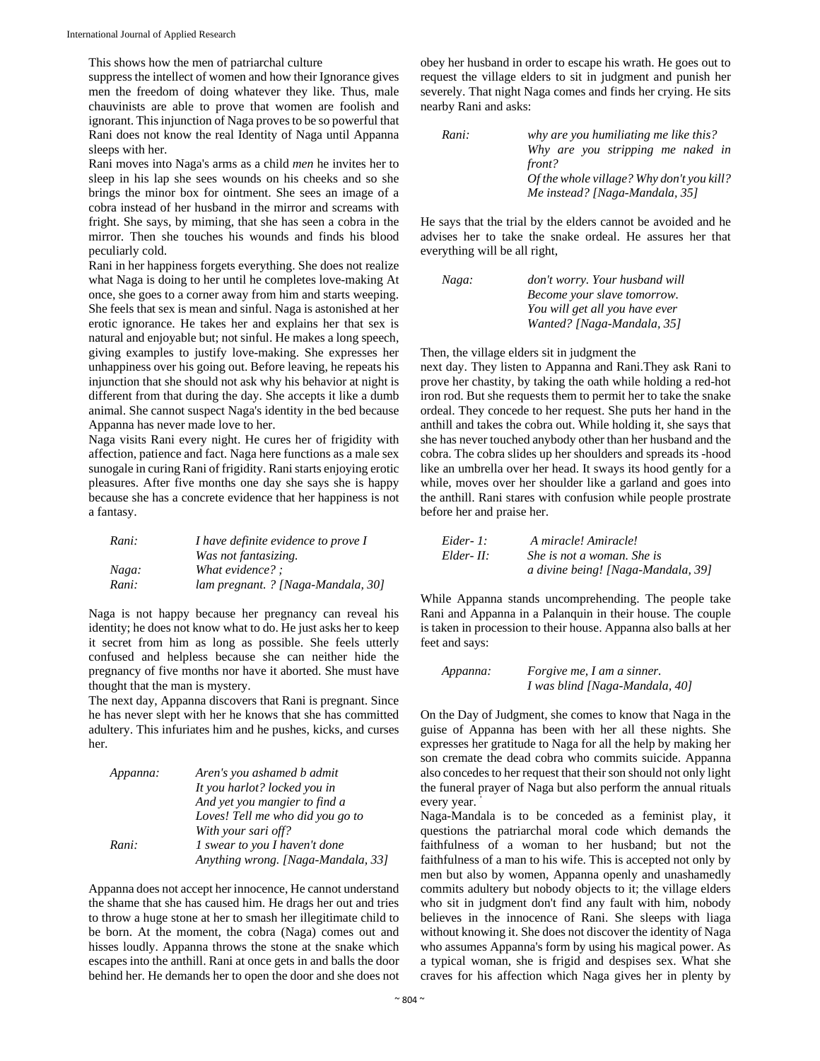This shows how the men of patriarchal culture suppress the intellect of women and how their Ignorance gives men the freedom of doing whatever they like. Thus, male chauvinists are able to prove that women are foolish and ignorant. This injunction of Naga proves to be so powerful that Rani does not know the real Identity of Naga until Appanna sleeps with her.

Rani moves into Naga's arms as a child *men* he invites her to sleep in his lap she sees wounds on his cheeks and so she brings the minor box for ointment. She sees an image of a cobra instead of her husband in the mirror and screams with fright. She says, by miming, that she has seen a cobra in the mirror. Then she touches his wounds and finds his blood peculiarly cold.

Rani in her happiness forgets everything. She does not realize what Naga is doing to her until he completes love-making At once, she goes to a corner away from him and starts weeping. She feels that sex is mean and sinful. Naga is astonished at her erotic ignorance. He takes her and explains her that sex is natural and enjoyable but; not sinful. He makes a long speech, giving examples to justify love-making. She expresses her unhappiness over his going out. Before leaving, he repeats his injunction that she should not ask why his behavior at night is different from that during the day. She accepts it like a dumb animal. She cannot suspect Naga's identity in the bed because Appanna has never made love to her.

Naga visits Rani every night. He cures her of frigidity with affection, patience and fact. Naga here functions as a male sex sunogale in curing Rani of frigidity. Rani starts enjoying erotic pleasures. After five months one day she says she is happy because she has a concrete evidence that her happiness is not a fantasy.

| | |
|---|---|
| *Rani:* | *I have definite evidence to prove I Was not fantasizing.* |
| *Naga:* | *What evidence? ;* |
| *Rani:* | *lam pregnant. ? [Naga-Mandala, 30]* |

Naga is not happy because her pregnancy can reveal his identity; he does not know what to do. He just asks her to keep it secret from him as long as possible. She feels utterly confused and helpless because she can neither hide the pregnancy of five months nor have it aborted. She must have thought that the man is mystery.

The next day, Appanna discovers that Rani is pregnant. Since he has never slept with her he knows that she has committed adultery. This infuriates him and he pushes, kicks, and curses her.

| | |
|---|---|
| *Appanna:* | *Aren's you ashamed b admit It you harlot? locked you in And yet you mangier to find a Loves! Tell me who did you go to With your sari off?* |
| *Rani:* | *1 swear to you I haven't done Anything wrong. [Naga-Mandala, 33]* |

Appanna does not accept her innocence, He cannot understand the shame that she has caused him. He drags her out and tries to throw a huge stone at her to smash her illegitimate child to be born. At the moment, the cobra (Naga) comes out and hisses loudly. Appanna throws the stone at the snake which escapes into the anthill. Rani at once gets in and balls the door behind her. He demands her to open the door and she does not obey her husband in order to escape his wrath. He goes out to request the village elders to sit in judgment and punish her severely. That night Naga comes and finds her crying. He sits nearby Rani and asks:

| | |
|---|---|
| *Rani:* | *why are you humiliating me like this? Why are you stripping me naked in front? Of the whole village? Why don't you kill? Me instead? [Naga-Mandala, 35]* |

He says that the trial by the elders cannot be avoided and he advises her to take the snake ordeal. He assures her that everything will be all right,

| | |
|---|---|
| *Naga:* | *don't worry. Your husband will Become your slave tomorrow. You will get all you have ever Wanted? [Naga-Mandala, 35]* |

Then, the village elders sit in judgment the next day. They listen to Appanna and Rani.They ask Rani to prove her chastity, by taking the oath while holding a red-hot iron rod. But she requests them to permit her to take the snake ordeal. They concede to her request. She puts her hand in the anthill and takes the cobra out. While holding it, she says that she has never touched anybody other than her husband and the cobra. The cobra slides up her shoulders and spreads its -hood like an umbrella over her head. It sways its hood gently for a while, moves over her shoulder like a garland and goes into the anthill. Rani stares with confusion while people prostrate before her and praise her.

| | |
|---|---|
| *Eider- 1:* | *A miracle! Amiracle!* |
| *Elder- II:* | *She is not a woman. She is a divine being! [Naga-Mandala, 39]* |

While Appanna stands uncomprehending. The people take Rani and Appanna in a Palanquin in their house. The couple is taken in procession to their house. Appanna also balls at her feet and says:

| | |
|---|---|
| *Appanna:* | *Forgive me, I am a sinner. I was blind [Naga-Mandala, 40]* |

On the Day of Judgment, she comes to know that Naga in the guise of Appanna has been with her all these nights. She expresses her gratitude to Naga for all the help by making her son cremate the dead cobra who commits suicide. Appanna also concedes to her request that their son should not only light the funeral prayer of Naga but also perform the annual rituals every year.

Naga-Mandala is to be conceded as a feminist play, it questions the patriarchal moral code which demands the faithfulness of a woman to her husband; but not the faithfulness of a man to his wife. This is accepted not only by men but also by women, Appanna openly and unashamedly commits adultery but nobody objects to it; the village elders who sit in judgment don't find any fault with him, nobody believes in the innocence of Rani. She sleeps with liaga without knowing it. She does not discover the identity of Naga who assumes Appanna's form by using his magical power. As a typical woman, she is frigid and despises sex. What she craves for his affection which Naga gives her in plenty by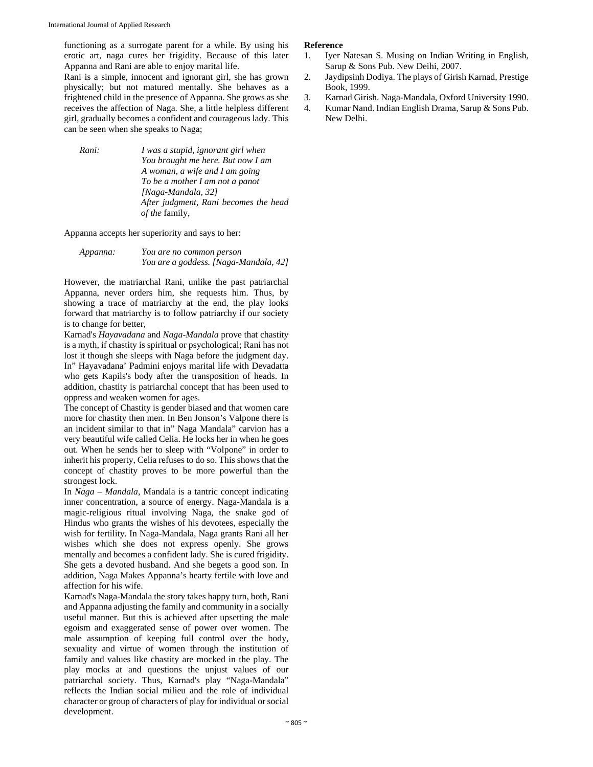functioning as a surrogate parent for a while. By using his erotic art, naga cures her frigidity. Because of this later Appanna and Rani are able to enjoy marital life.

Rani is a simple, innocent and ignorant girl, she has grown physically; but not matured mentally. She behaves as a frightened child in the presence of Appanna. She grows as she receives the affection of Naga. She, a little helpless different girl, gradually becomes a confident and courageous lady. This can be seen when she speaks to Naga;

> *Rani:* *I was a stupid, ignorant girl when*
> *You brought me here. But now I am*
> *A woman, a wife and I am going*
> *To be a mother I am not a panot*
> *[Naga-Mandala, 32]*
> *After judgment, Rani becomes the head of the* family,

Appanna accepts her superiority and says to her:

> *Appanna:* *You are no common person*
> *You are a goddess. [Naga-Mandala, 42]*

However, the matriarchal Rani, unlike the past patriarchal Appanna, never orders him, she requests him. Thus, by showing a trace of matriarchy at the end, the play looks forward that matriarchy is to follow patriarchy if our society is to change for better,

Karnad's *Hayavadana* and *Naga-Mandala* prove that chastity is a myth, if chastity is spiritual or psychological; Rani has not lost it though she sleeps with Naga before the judgment day. In" Hayavadana' Padmini enjoys marital life with Devadatta who gets Kapils's body after the transposition of heads. In addition, chastity is patriarchal concept that has been used to oppress and weaken women for ages.

The concept of Chastity is gender biased and that women care more for chastity then men. In Ben Jonson's Valpone there is an incident similar to that in" Naga Mandala" carvion has a very beautiful wife called Celia. He locks her in when he goes out. When he sends her to sleep with "Volpone" in order to inherit his property, Celia refuses to do so. This shows that the concept of chastity proves to be more powerful than the strongest lock.

In *Naga – Mandala*, Mandala is a tantric concept indicating inner concentration, a source of energy. Naga-Mandala is a magic-religious ritual involving Naga, the snake god of Hindus who grants the wishes of his devotees, especially the wish for fertility. In Naga-Mandala, Naga grants Rani all her wishes which she does not express openly. She grows mentally and becomes a confident lady. She is cured frigidity. She gets a devoted husband. And she begets a good son. In addition, Naga Makes Appanna's hearty fertile with love and affection for his wife.

Karnad's Naga-Mandala the story takes happy turn, both, Rani and Appanna adjusting the family and community in a socially useful manner. But this is achieved after upsetting the male egoism and exaggerated sense of power over women. The male assumption of keeping full control over the body, sexuality and virtue of women through the institution of family and values like chastity are mocked in the play. The play mocks at and questions the unjust values of our patriarchal society. Thus, Karnad's play "Naga-Mandala" reflects the Indian social milieu and the role of individual character or group of characters of play for individual or social development.

**Reference**

1. Iyer Natesan S. Musing on Indian Writing in English, Sarup & Sons Pub. New Deihi, 2007.
2. Jaydipsinh Dodiya. The plays of Girish Karnad, Prestige Book, 1999.
3. Karnad Girish. Naga-Mandala, Oxford University 1990.
4. Kumar Nand. Indian English Drama, Sarup & Sons Pub. New Delhi.